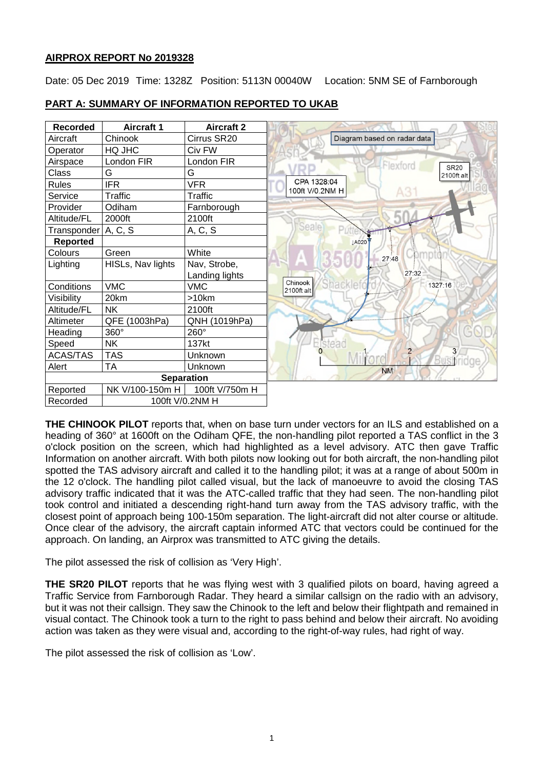## AIRPROX REPORT No 2019328

Date: 05 Dec 2019 Time: 1328Z Position: 5113N 00040W Location: 5NM SE of Farnborough

## PART A: SUMMARY OF INFORMATION REPORTED TO UKAB

| Recorded | Aircraft 1 | Aircraft 2 |
|---|---|---|
| Aircraft | Chinook | Cirrus SR20 |
| Operator | HQ JHC | Civ FW |
| Airspace | London FIR | London FIR |
| Class | G | G |
| Rules | IFR | VFR |
| Service | Traffic | Traffic |
| Provider | Odiham | Farnborough |
| Altitude/FL | 2000ft | 2100ft |
| Transponder | A, C, S | A, C, S |
| **Reported** | | |
| Colours | Green | White |
| Lighting | HISLs, Nav lights | Nav, Strobe, Landing lights |
| Conditions | VMC | VMC |
| Visibility | 20km | >10km |
| Altitude/FL | NK | 2100ft |
| Altimeter | QFE (1003hPa) | QNH (1019hPa) |
| Heading | 360° | 260° |
| Speed | NK | 137kt |
| ACAS/TAS | TAS | Unknown |
| Alert | TA | Unknown |
| **Separation** | | |
| Reported | NK V/100-150m H | 100ft V/750m H |
| Recorded | 100ft V/0.2NM H | |

Diagram based on radar data

**THE CHINOOK PILOT** reports that, when on base turn under vectors for an ILS and established on a heading of 360° at 1600ft on the Odiham QFE, the non-handling pilot reported a TAS conflict in the 3 o'clock position on the screen, which had highlighted as a level advisory. ATC then gave Traffic Information on another aircraft. With both pilots now looking out for both aircraft, the non-handling pilot spotted the TAS advisory aircraft and called it to the handling pilot; it was at a range of about 500m in the 12 o'clock. The handling pilot called visual, but the lack of manoeuvre to avoid the closing TAS advisory traffic indicated that it was the ATC-called traffic that they had seen. The non-handling pilot took control and initiated a descending right-hand turn away from the TAS advisory traffic, with the closest point of approach being 100-150m separation. The light-aircraft did not alter course or altitude. Once clear of the advisory, the aircraft captain informed ATC that vectors could be continued for the approach. On landing, an Airprox was transmitted to ATC giving the details.

The pilot assessed the risk of collision as 'Very High'.

**THE SR20 PILOT** reports that he was flying west with 3 qualified pilots on board, having agreed a Traffic Service from Farnborough Radar. They heard a similar callsign on the radio with an advisory, but it was not their callsign. They saw the Chinook to the left and below their flightpath and remained in visual contact. The Chinook took a turn to the right to pass behind and below their aircraft. No avoiding action was taken as they were visual and, according to the right-of-way rules, had right of way.

The pilot assessed the risk of collision as 'Low'.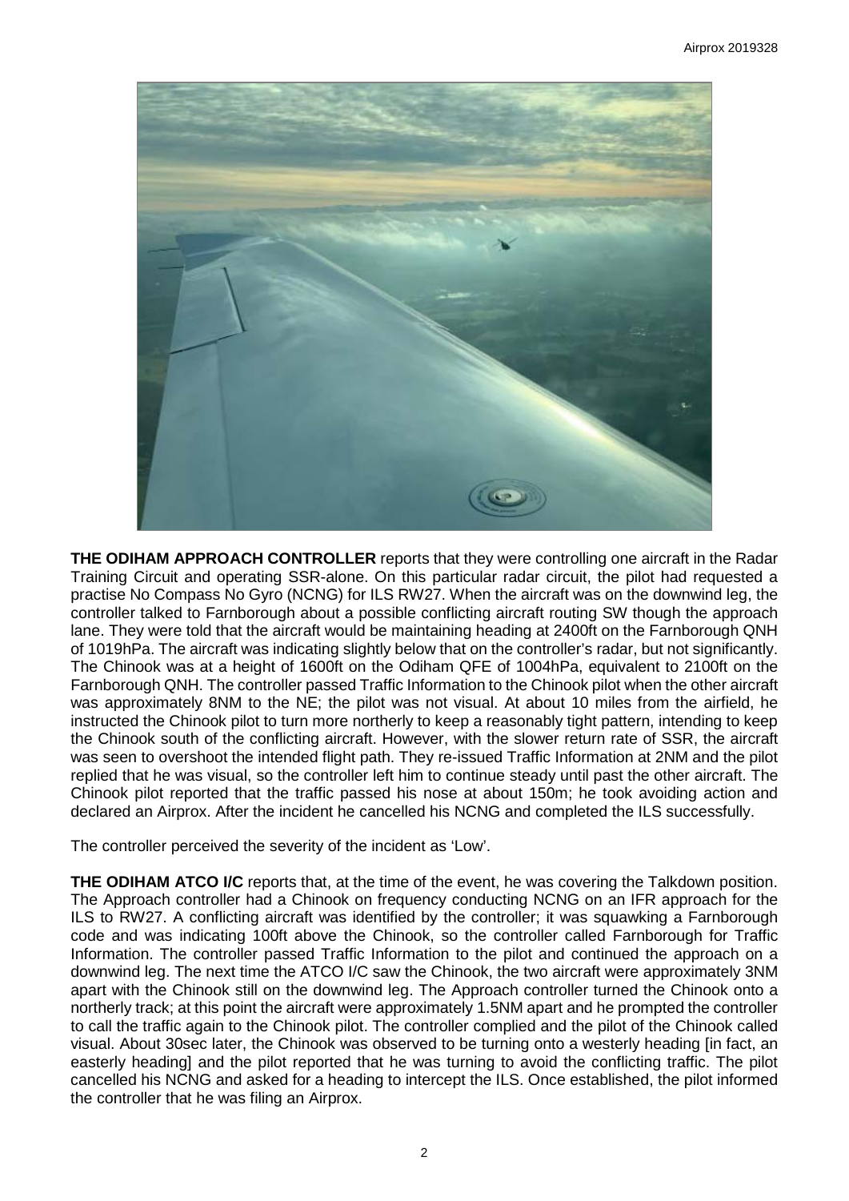**THE ODIHAM APPROACH CONTROLLER** reports that they were controlling one aircraft in the Radar Training Circuit and operating SSR-alone. On this particular radar circuit, the pilot had requested a practise No Compass No Gyro (NCNG) for ILS RW27. When the aircraft was on the downwind leg, the controller talked to Farnborough about a possible conflicting aircraft routing SW though the approach lane. They were told that the aircraft would be maintaining heading at 2400ft on the Farnborough QNH of 1019hPa. The aircraft was indicating slightly below that on the controller's radar, but not significantly. The Chinook was at a height of 1600ft on the Odiham QFE of 1004hPa, equivalent to 2100ft on the Farnborough QNH. The controller passed Traffic Information to the Chinook pilot when the other aircraft was approximately 8NM to the NE; the pilot was not visual. At about 10 miles from the airfield, he instructed the Chinook pilot to turn more northerly to keep a reasonably tight pattern, intending to keep the Chinook south of the conflicting aircraft. However, with the slower return rate of SSR, the aircraft was seen to overshoot the intended flight path. They re-issued Traffic Information at 2NM and the pilot replied that he was visual, so the controller left him to continue steady until past the other aircraft. The Chinook pilot reported that the traffic passed his nose at about 150m; he took avoiding action and declared an Airprox. After the incident he cancelled his NCNG and completed the ILS successfully.

The controller perceived the severity of the incident as 'Low'.

**THE ODIHAM ATCO I/C** reports that, at the time of the event, he was covering the Talkdown position. The Approach controller had a Chinook on frequency conducting NCNG on an IFR approach for the ILS to RW27. A conflicting aircraft was identified by the controller; it was squawking a Farnborough code and was indicating 100ft above the Chinook, so the controller called Farnborough for Traffic Information. The controller passed Traffic Information to the pilot and continued the approach on a downwind leg. The next time the ATCO I/C saw the Chinook, the two aircraft were approximately 3NM apart with the Chinook still on the downwind leg. The Approach controller turned the Chinook onto a northerly track; at this point the aircraft were approximately 1.5NM apart and he prompted the controller to call the traffic again to the Chinook pilot. The controller complied and the pilot of the Chinook called visual. About 30sec later, the Chinook was observed to be turning onto a westerly heading [in fact, an easterly heading] and the pilot reported that he was turning to avoid the conflicting traffic. The pilot cancelled his NCNG and asked for a heading to intercept the ILS. Once established, the pilot informed the controller that he was filing an Airprox.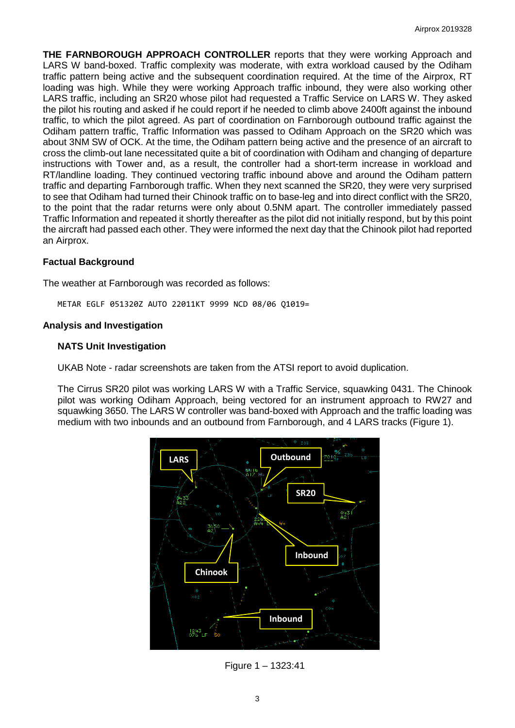**THE FARNBOROUGH APPROACH CONTROLLER** reports that they were working Approach and LARS W band-boxed. Traffic complexity was moderate, with extra workload caused by the Odiham traffic pattern being active and the subsequent coordination required. At the time of the Airprox, RT loading was high. While they were working Approach traffic inbound, they were also working other LARS traffic, including an SR20 whose pilot had requested a Traffic Service on LARS W. They asked the pilot his routing and asked if he could report if he needed to climb above 2400ft against the inbound traffic, to which the pilot agreed. As part of coordination on Farnborough outbound traffic against the Odiham pattern traffic, Traffic Information was passed to Odiham Approach on the SR20 which was about 3NM SW of OCK. At the time, the Odiham pattern being active and the presence of an aircraft to cross the climb-out lane necessitated quite a bit of coordination with Odiham and changing of departure instructions with Tower and, as a result, the controller had a short-term increase in workload and RT/landline loading. They continued vectoring traffic inbound above and around the Odiham pattern traffic and departing Farnborough traffic. When they next scanned the SR20, they were very surprised to see that Odiham had turned their Chinook traffic on to base-leg and into direct conflict with the SR20, to the point that the radar returns were only about 0.5NM apart. The controller immediately passed Traffic Information and repeated it shortly thereafter as the pilot did not initially respond, but by this point the aircraft had passed each other. They were informed the next day that the Chinook pilot had reported an Airprox.

### Factual Background

The weather at Farnborough was recorded as follows:

```
METAR EGLF 051320Z AUTO 22011KT 9999 NCD 08/06 Q1019=
```

### Analysis and Investigation

#### NATS Unit Investigation

UKAB Note - radar screenshots are taken from the ATSI report to avoid duplication.

The Cirrus SR20 pilot was working LARS W with a Traffic Service, squawking 0431. The Chinook pilot was working Odiham Approach, being vectored for an instrument approach to RW27 and squawking 3650. The LARS W controller was band-boxed with Approach and the traffic loading was medium with two inbounds and an outbound from Farnborough, and 4 LARS tracks (Figure 1).

Figure 1 – 1323:41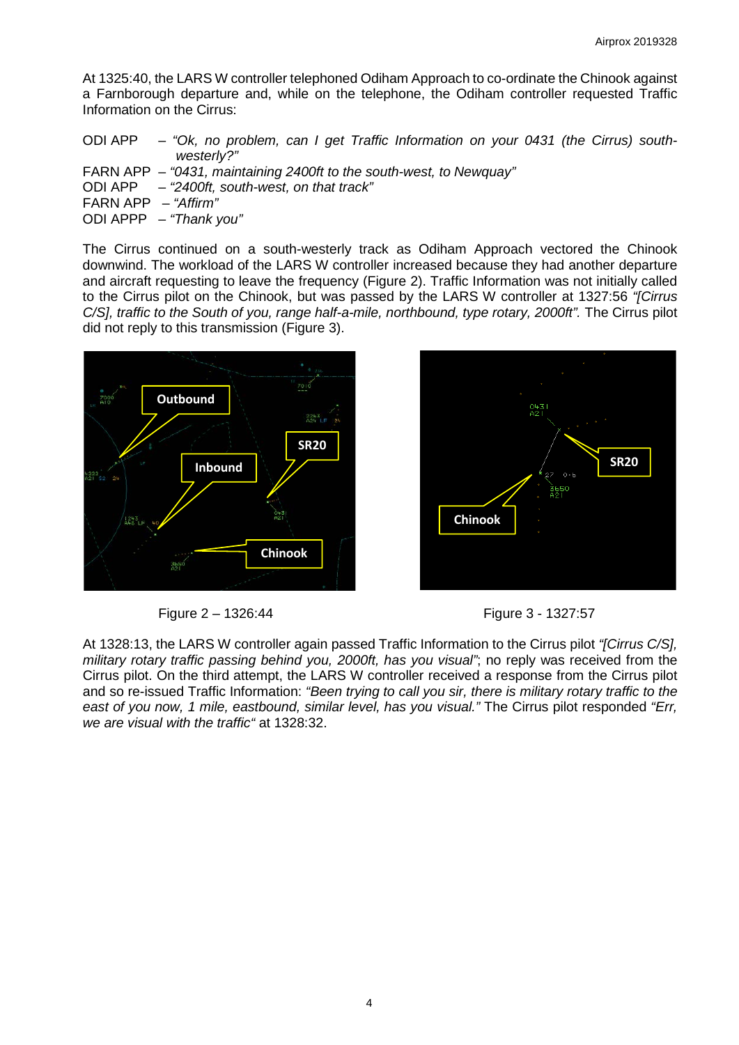At 1325:40, the LARS W controller telephoned Odiham Approach to co-ordinate the Chinook against a Farnborough departure and, while on the telephone, the Odiham controller requested Traffic Information on the Cirrus:

ODI APP – *"Ok, no problem, can I get Traffic Information on your 0431 (the Cirrus) south-westerly?"*
FARN APP – *"0431, maintaining 2400ft to the south-west, to Newquay"*
ODI APP – *"2400ft, south-west, on that track"*
FARN APP – *"Affirm"*
ODI APPP – *"Thank you"*

The Cirrus continued on a south-westerly track as Odiham Approach vectored the Chinook downwind. The workload of the LARS W controller increased because they had another departure and aircraft requesting to leave the frequency (Figure 2). Traffic Information was not initially called to the Cirrus pilot on the Chinook, but was passed by the LARS W controller at 1327:56 *"[Cirrus C/S], traffic to the South of you, range half-a-mile, northbound, type rotary, 2000ft".* The Cirrus pilot did not reply to this transmission (Figure 3).

Figure 2 – 1326:44

Figure 3 - 1327:57

At 1328:13, the LARS W controller again passed Traffic Information to the Cirrus pilot *"[Cirrus C/S], military rotary traffic passing behind you, 2000ft, has you visual"*; no reply was received from the Cirrus pilot. On the third attempt, the LARS W controller received a response from the Cirrus pilot and so re-issued Traffic Information: *"Been trying to call you sir, there is military rotary traffic to the east of you now, 1 mile, eastbound, similar level, has you visual."* The Cirrus pilot responded *"Err, we are visual with the traffic"* at 1328:32.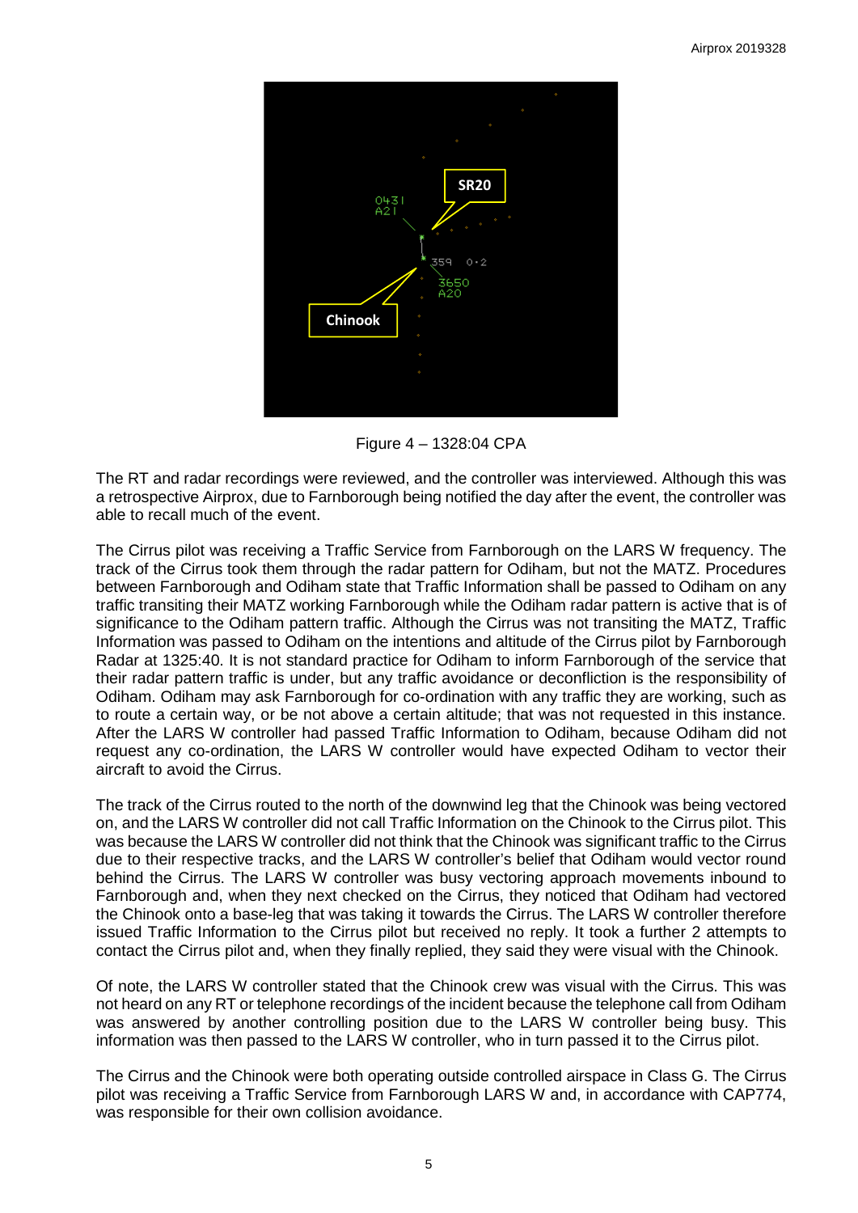Figure 4 – 1328:04 CPA

The RT and radar recordings were reviewed, and the controller was interviewed. Although this was a retrospective Airprox, due to Farnborough being notified the day after the event, the controller was able to recall much of the event.

The Cirrus pilot was receiving a Traffic Service from Farnborough on the LARS W frequency. The track of the Cirrus took them through the radar pattern for Odiham, but not the MATZ. Procedures between Farnborough and Odiham state that Traffic Information shall be passed to Odiham on any traffic transiting their MATZ working Farnborough while the Odiham radar pattern is active that is of significance to the Odiham pattern traffic. Although the Cirrus was not transiting the MATZ, Traffic Information was passed to Odiham on the intentions and altitude of the Cirrus pilot by Farnborough Radar at 1325:40. It is not standard practice for Odiham to inform Farnborough of the service that their radar pattern traffic is under, but any traffic avoidance or deconfliction is the responsibility of Odiham. Odiham may ask Farnborough for co-ordination with any traffic they are working, such as to route a certain way, or be not above a certain altitude; that was not requested in this instance. After the LARS W controller had passed Traffic Information to Odiham, because Odiham did not request any co-ordination, the LARS W controller would have expected Odiham to vector their aircraft to avoid the Cirrus.

The track of the Cirrus routed to the north of the downwind leg that the Chinook was being vectored on, and the LARS W controller did not call Traffic Information on the Chinook to the Cirrus pilot. This was because the LARS W controller did not think that the Chinook was significant traffic to the Cirrus due to their respective tracks, and the LARS W controller's belief that Odiham would vector round behind the Cirrus. The LARS W controller was busy vectoring approach movements inbound to Farnborough and, when they next checked on the Cirrus, they noticed that Odiham had vectored the Chinook onto a base-leg that was taking it towards the Cirrus. The LARS W controller therefore issued Traffic Information to the Cirrus pilot but received no reply. It took a further 2 attempts to contact the Cirrus pilot and, when they finally replied, they said they were visual with the Chinook.

Of note, the LARS W controller stated that the Chinook crew was visual with the Cirrus. This was not heard on any RT or telephone recordings of the incident because the telephone call from Odiham was answered by another controlling position due to the LARS W controller being busy. This information was then passed to the LARS W controller, who in turn passed it to the Cirrus pilot.

The Cirrus and the Chinook were both operating outside controlled airspace in Class G. The Cirrus pilot was receiving a Traffic Service from Farnborough LARS W and, in accordance with CAP774, was responsible for their own collision avoidance.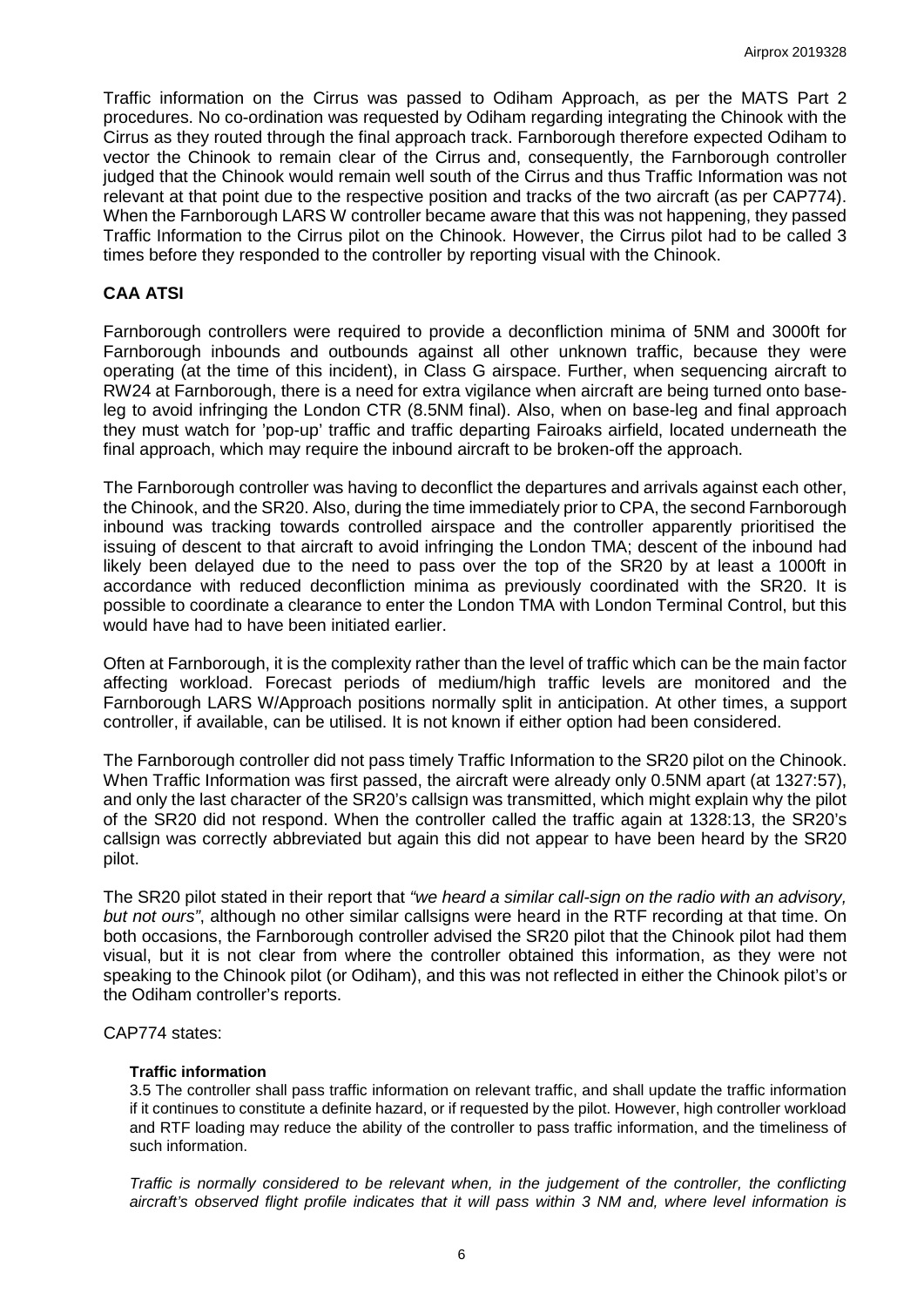Traffic information on the Cirrus was passed to Odiham Approach, as per the MATS Part 2 procedures. No co-ordination was requested by Odiham regarding integrating the Chinook with the Cirrus as they routed through the final approach track. Farnborough therefore expected Odiham to vector the Chinook to remain clear of the Cirrus and, consequently, the Farnborough controller judged that the Chinook would remain well south of the Cirrus and thus Traffic Information was not relevant at that point due to the respective position and tracks of the two aircraft (as per CAP774). When the Farnborough LARS W controller became aware that this was not happening, they passed Traffic Information to the Cirrus pilot on the Chinook. However, the Cirrus pilot had to be called 3 times before they responded to the controller by reporting visual with the Chinook.

## CAA ATSI

Farnborough controllers were required to provide a deconfliction minima of 5NM and 3000ft for Farnborough inbounds and outbounds against all other unknown traffic, because they were operating (at the time of this incident), in Class G airspace. Further, when sequencing aircraft to RW24 at Farnborough, there is a need for extra vigilance when aircraft are being turned onto base-leg to avoid infringing the London CTR (8.5NM final). Also, when on base-leg and final approach they must watch for 'pop-up' traffic and traffic departing Fairoaks airfield, located underneath the final approach, which may require the inbound aircraft to be broken-off the approach.

The Farnborough controller was having to deconflict the departures and arrivals against each other, the Chinook, and the SR20. Also, during the time immediately prior to CPA, the second Farnborough inbound was tracking towards controlled airspace and the controller apparently prioritised the issuing of descent to that aircraft to avoid infringing the London TMA; descent of the inbound had likely been delayed due to the need to pass over the top of the SR20 by at least a 1000ft in accordance with reduced deconfliction minima as previously coordinated with the SR20. It is possible to coordinate a clearance to enter the London TMA with London Terminal Control, but this would have had to have been initiated earlier.

Often at Farnborough, it is the complexity rather than the level of traffic which can be the main factor affecting workload. Forecast periods of medium/high traffic levels are monitored and the Farnborough LARS W/Approach positions normally split in anticipation. At other times, a support controller, if available, can be utilised. It is not known if either option had been considered.

The Farnborough controller did not pass timely Traffic Information to the SR20 pilot on the Chinook. When Traffic Information was first passed, the aircraft were already only 0.5NM apart (at 1327:57), and only the last character of the SR20's callsign was transmitted, which might explain why the pilot of the SR20 did not respond. When the controller called the traffic again at 1328:13, the SR20's callsign was correctly abbreviated but again this did not appear to have been heard by the SR20 pilot.

The SR20 pilot stated in their report that *"we heard a similar call-sign on the radio with an advisory, but not ours"*, although no other similar callsigns were heard in the RTF recording at that time. On both occasions, the Farnborough controller advised the SR20 pilot that the Chinook pilot had them visual, but it is not clear from where the controller obtained this information, as they were not speaking to the Chinook pilot (or Odiham), and this was not reflected in either the Chinook pilot's or the Odiham controller's reports.

CAP774 states:

> **Traffic information**
>
> 3.5 The controller shall pass traffic information on relevant traffic, and shall update the traffic information if it continues to constitute a definite hazard, or if requested by the pilot. However, high controller workload and RTF loading may reduce the ability of the controller to pass traffic information, and the timeliness of such information.
>
> *Traffic is normally considered to be relevant when, in the judgement of the controller, the conflicting aircraft's observed flight profile indicates that it will pass within 3 NM and, where level information is*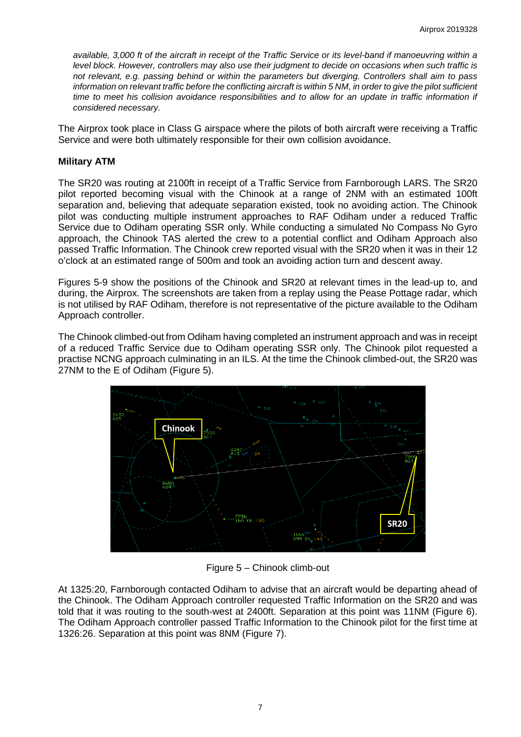*available, 3,000 ft of the aircraft in receipt of the Traffic Service or its level-band if manoeuvring within a level block. However, controllers may also use their judgment to decide on occasions when such traffic is not relevant, e.g. passing behind or within the parameters but diverging. Controllers shall aim to pass information on relevant traffic before the conflicting aircraft is within 5 NM, in order to give the pilot sufficient time to meet his collision avoidance responsibilities and to allow for an update in traffic information if considered necessary.*

The Airprox took place in Class G airspace where the pilots of both aircraft were receiving a Traffic Service and were both ultimately responsible for their own collision avoidance.

**Military ATM**

The SR20 was routing at 2100ft in receipt of a Traffic Service from Farnborough LARS. The SR20 pilot reported becoming visual with the Chinook at a range of 2NM with an estimated 100ft separation and, believing that adequate separation existed, took no avoiding action. The Chinook pilot was conducting multiple instrument approaches to RAF Odiham under a reduced Traffic Service due to Odiham operating SSR only. While conducting a simulated No Compass No Gyro approach, the Chinook TAS alerted the crew to a potential conflict and Odiham Approach also passed Traffic Information. The Chinook crew reported visual with the SR20 when it was in their 12 o'clock at an estimated range of 500m and took an avoiding action turn and descent away.

Figures 5-9 show the positions of the Chinook and SR20 at relevant times in the lead-up to, and during, the Airprox. The screenshots are taken from a replay using the Pease Pottage radar, which is not utilised by RAF Odiham, therefore is not representative of the picture available to the Odiham Approach controller.

The Chinook climbed-out from Odiham having completed an instrument approach and was in receipt of a reduced Traffic Service due to Odiham operating SSR only. The Chinook pilot requested a practise NCNG approach culminating in an ILS. At the time the Chinook climbed-out, the SR20 was 27NM to the E of Odiham (Figure 5).

Figure 5 – Chinook climb-out

At 1325:20, Farnborough contacted Odiham to advise that an aircraft would be departing ahead of the Chinook. The Odiham Approach controller requested Traffic Information on the SR20 and was told that it was routing to the south-west at 2400ft. Separation at this point was 11NM (Figure 6). The Odiham Approach controller passed Traffic Information to the Chinook pilot for the first time at 1326:26. Separation at this point was 8NM (Figure 7).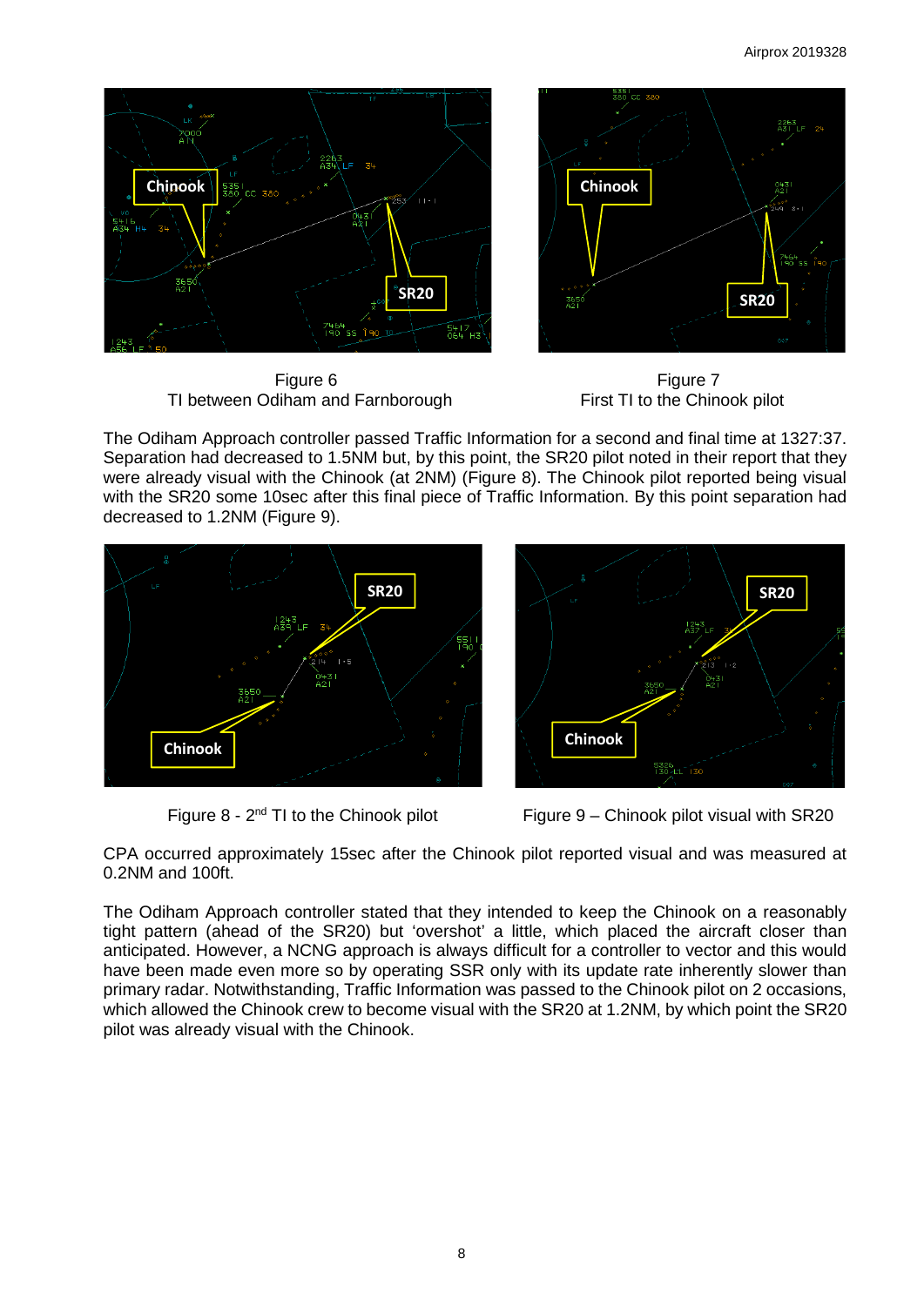Figure 6
TI between Odiham and Farnborough

Figure 7
First TI to the Chinook pilot

The Odiham Approach controller passed Traffic Information for a second and final time at 1327:37. Separation had decreased to 1.5NM but, by this point, the SR20 pilot noted in their report that they were already visual with the Chinook (at 2NM) (Figure 8). The Chinook pilot reported being visual with the SR20 some 10sec after this final piece of Traffic Information. By this point separation had decreased to 1.2NM (Figure 9).

Figure 8 - 2nd TI to the Chinook pilot

Figure 9 – Chinook pilot visual with SR20

CPA occurred approximately 15sec after the Chinook pilot reported visual and was measured at 0.2NM and 100ft.

The Odiham Approach controller stated that they intended to keep the Chinook on a reasonably tight pattern (ahead of the SR20) but 'overshot' a little, which placed the aircraft closer than anticipated. However, a NCNG approach is always difficult for a controller to vector and this would have been made even more so by operating SSR only with its update rate inherently slower than primary radar. Notwithstanding, Traffic Information was passed to the Chinook pilot on 2 occasions, which allowed the Chinook crew to become visual with the SR20 at 1.2NM, by which point the SR20 pilot was already visual with the Chinook.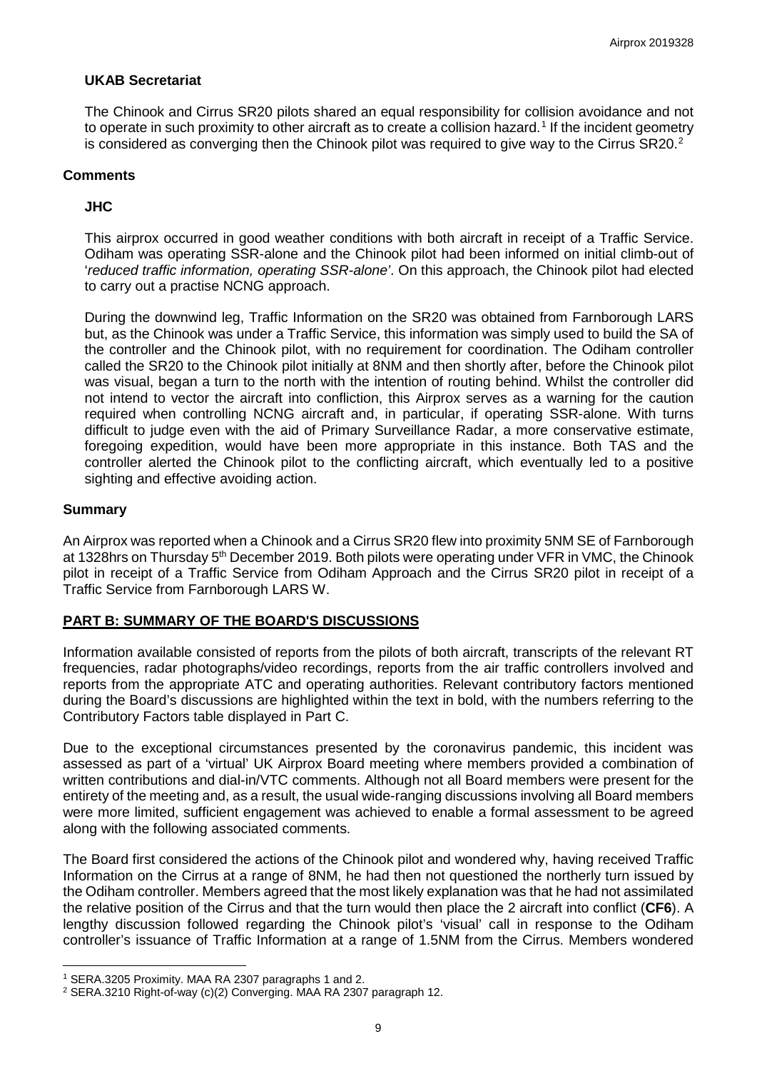### UKAB Secretariat

The Chinook and Cirrus SR20 pilots shared an equal responsibility for collision avoidance and not to operate in such proximity to other aircraft as to create a collision hazard.[1] If the incident geometry is considered as converging then the Chinook pilot was required to give way to the Cirrus SR20.[2]

## Comments

### JHC

This airprox occurred in good weather conditions with both aircraft in receipt of a Traffic Service. Odiham was operating SSR-alone and the Chinook pilot had been informed on initial climb-out of '*reduced traffic information, operating SSR-alone*'. On this approach, the Chinook pilot had elected to carry out a practise NCNG approach.

During the downwind leg, Traffic Information on the SR20 was obtained from Farnborough LARS but, as the Chinook was under a Traffic Service, this information was simply used to build the SA of the controller and the Chinook pilot, with no requirement for coordination. The Odiham controller called the SR20 to the Chinook pilot initially at 8NM and then shortly after, before the Chinook pilot was visual, began a turn to the north with the intention of routing behind. Whilst the controller did not intend to vector the aircraft into confliction, this Airprox serves as a warning for the caution required when controlling NCNG aircraft and, in particular, if operating SSR-alone. With turns difficult to judge even with the aid of Primary Surveillance Radar, a more conservative estimate, foregoing expedition, would have been more appropriate in this instance. Both TAS and the controller alerted the Chinook pilot to the conflicting aircraft, which eventually led to a positive sighting and effective avoiding action.

## Summary

An Airprox was reported when a Chinook and a Cirrus SR20 flew into proximity 5NM SE of Farnborough at 1328hrs on Thursday 5th December 2019. Both pilots were operating under VFR in VMC, the Chinook pilot in receipt of a Traffic Service from Odiham Approach and the Cirrus SR20 pilot in receipt of a Traffic Service from Farnborough LARS W.

## PART B: SUMMARY OF THE BOARD'S DISCUSSIONS

Information available consisted of reports from the pilots of both aircraft, transcripts of the relevant RT frequencies, radar photographs/video recordings, reports from the air traffic controllers involved and reports from the appropriate ATC and operating authorities. Relevant contributory factors mentioned during the Board's discussions are highlighted within the text in bold, with the numbers referring to the Contributory Factors table displayed in Part C.

Due to the exceptional circumstances presented by the coronavirus pandemic, this incident was assessed as part of a 'virtual' UK Airprox Board meeting where members provided a combination of written contributions and dial-in/VTC comments. Although not all Board members were present for the entirety of the meeting and, as a result, the usual wide-ranging discussions involving all Board members were more limited, sufficient engagement was achieved to enable a formal assessment to be agreed along with the following associated comments.

The Board first considered the actions of the Chinook pilot and wondered why, having received Traffic Information on the Cirrus at a range of 8NM, he had then not questioned the northerly turn issued by the Odiham controller. Members agreed that the most likely explanation was that he had not assimilated the relative position of the Cirrus and that the turn would then place the 2 aircraft into conflict (**CF6**). A lengthy discussion followed regarding the Chinook pilot's 'visual' call in response to the Odiham controller's issuance of Traffic Information at a range of 1.5NM from the Cirrus. Members wondered

---

[1] SERA.3205 Proximity. MAA RA 2307 paragraphs 1 and 2.

[2] SERA.3210 Right-of-way (c)(2) Converging. MAA RA 2307 paragraph 12.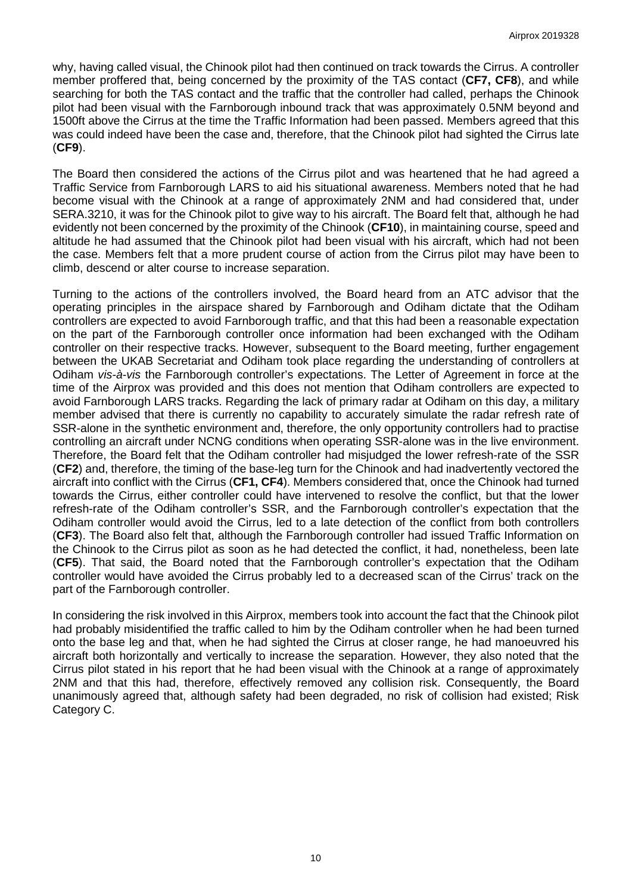why, having called visual, the Chinook pilot had then continued on track towards the Cirrus. A controller member proffered that, being concerned by the proximity of the TAS contact (**CF7, CF8**), and while searching for both the TAS contact and the traffic that the controller had called, perhaps the Chinook pilot had been visual with the Farnborough inbound track that was approximately 0.5NM beyond and 1500ft above the Cirrus at the time the Traffic Information had been passed. Members agreed that this was could indeed have been the case and, therefore, that the Chinook pilot had sighted the Cirrus late (**CF9**).

The Board then considered the actions of the Cirrus pilot and was heartened that he had agreed a Traffic Service from Farnborough LARS to aid his situational awareness. Members noted that he had become visual with the Chinook at a range of approximately 2NM and had considered that, under SERA.3210, it was for the Chinook pilot to give way to his aircraft. The Board felt that, although he had evidently not been concerned by the proximity of the Chinook (**CF10**), in maintaining course, speed and altitude he had assumed that the Chinook pilot had been visual with his aircraft, which had not been the case. Members felt that a more prudent course of action from the Cirrus pilot may have been to climb, descend or alter course to increase separation.

Turning to the actions of the controllers involved, the Board heard from an ATC advisor that the operating principles in the airspace shared by Farnborough and Odiham dictate that the Odiham controllers are expected to avoid Farnborough traffic, and that this had been a reasonable expectation on the part of the Farnborough controller once information had been exchanged with the Odiham controller on their respective tracks. However, subsequent to the Board meeting, further engagement between the UKAB Secretariat and Odiham took place regarding the understanding of controllers at Odiham *vis-à-vis* the Farnborough controller's expectations. The Letter of Agreement in force at the time of the Airprox was provided and this does not mention that Odiham controllers are expected to avoid Farnborough LARS tracks. Regarding the lack of primary radar at Odiham on this day, a military member advised that there is currently no capability to accurately simulate the radar refresh rate of SSR-alone in the synthetic environment and, therefore, the only opportunity controllers had to practise controlling an aircraft under NCNG conditions when operating SSR-alone was in the live environment. Therefore, the Board felt that the Odiham controller had misjudged the lower refresh-rate of the SSR (**CF2**) and, therefore, the timing of the base-leg turn for the Chinook and had inadvertently vectored the aircraft into conflict with the Cirrus (**CF1, CF4**). Members considered that, once the Chinook had turned towards the Cirrus, either controller could have intervened to resolve the conflict, but that the lower refresh-rate of the Odiham controller's SSR, and the Farnborough controller's expectation that the Odiham controller would avoid the Cirrus, led to a late detection of the conflict from both controllers (**CF3**). The Board also felt that, although the Farnborough controller had issued Traffic Information on the Chinook to the Cirrus pilot as soon as he had detected the conflict, it had, nonetheless, been late (**CF5**). That said, the Board noted that the Farnborough controller's expectation that the Odiham controller would have avoided the Cirrus probably led to a decreased scan of the Cirrus' track on the part of the Farnborough controller.

In considering the risk involved in this Airprox, members took into account the fact that the Chinook pilot had probably misidentified the traffic called to him by the Odiham controller when he had been turned onto the base leg and that, when he had sighted the Cirrus at closer range, he had manoeuvred his aircraft both horizontally and vertically to increase the separation. However, they also noted that the Cirrus pilot stated in his report that he had been visual with the Chinook at a range of approximately 2NM and that this had, therefore, effectively removed any collision risk. Consequently, the Board unanimously agreed that, although safety had been degraded, no risk of collision had existed; Risk Category C.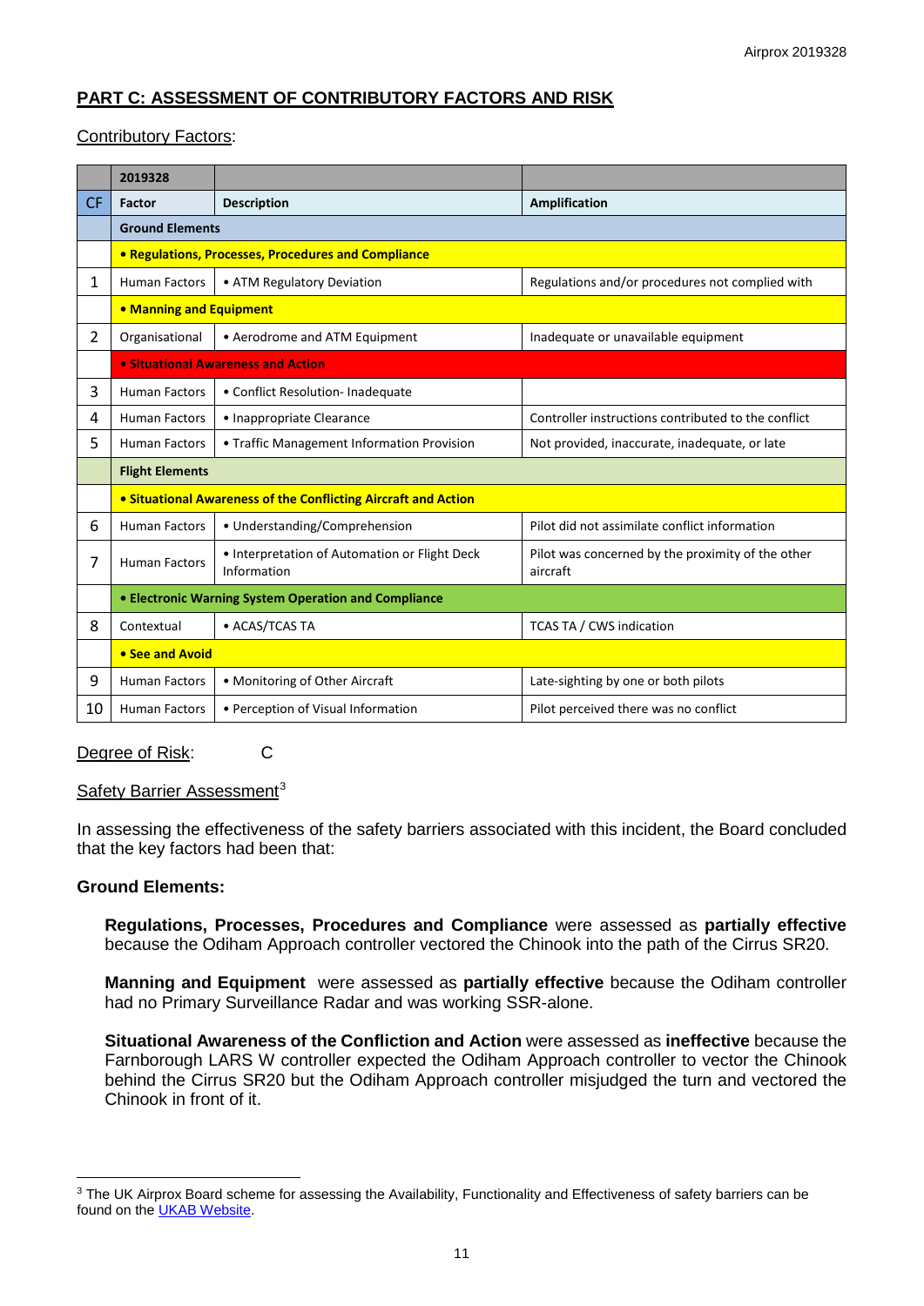## PART C: ASSESSMENT OF CONTRIBUTORY FACTORS AND RISK

Contributory Factors:

| | 2019328 | | |
|---|---|---|---|
| CF | Factor | Description | Amplification |
| | **Ground Elements** | | |
| | **• Regulations, Processes, Procedures and Compliance** | | |
| 1 | Human Factors | • ATM Regulatory Deviation | Regulations and/or procedures not complied with |
| | **• Manning and Equipment** | | |
| 2 | Organisational | • Aerodrome and ATM Equipment | Inadequate or unavailable equipment |
| | **• Situational Awareness and Action** | | |
| 3 | Human Factors | • Conflict Resolution- Inadequate | |
| 4 | Human Factors | • Inappropriate Clearance | Controller instructions contributed to the conflict |
| 5 | Human Factors | • Traffic Management Information Provision | Not provided, inaccurate, inadequate, or late |
| | **Flight Elements** | | |
| | **• Situational Awareness of the Conflicting Aircraft and Action** | | |
| 6 | Human Factors | • Understanding/Comprehension | Pilot did not assimilate conflict information |
| 7 | Human Factors | • Interpretation of Automation or Flight Deck Information | Pilot was concerned by the proximity of the other aircraft |
| | **• Electronic Warning System Operation and Compliance** | | |
| 8 | Contextual | • ACAS/TCAS TA | TCAS TA / CWS indication |
| | **• See and Avoid** | | |
| 9 | Human Factors | • Monitoring of Other Aircraft | Late-sighting by one or both pilots |
| 10 | Human Factors | • Perception of Visual Information | Pilot perceived there was no conflict |

Degree of Risk: C

Safety Barrier Assessment[3]

In assessing the effectiveness of the safety barriers associated with this incident, the Board concluded that the key factors had been that:

**Ground Elements:**

**Regulations, Processes, Procedures and Compliance** were assessed as **partially effective** because the Odiham Approach controller vectored the Chinook into the path of the Cirrus SR20.

**Manning and Equipment** were assessed as **partially effective** because the Odiham controller had no Primary Surveillance Radar and was working SSR-alone.

**Situational Awareness of the Confliction and Action** were assessed as **ineffective** because the Farnborough LARS W controller expected the Odiham Approach controller to vector the Chinook behind the Cirrus SR20 but the Odiham Approach controller misjudged the turn and vectored the Chinook in front of it.

[3] The UK Airprox Board scheme for assessing the Availability, Functionality and Effectiveness of safety barriers can be found on the UKAB Website.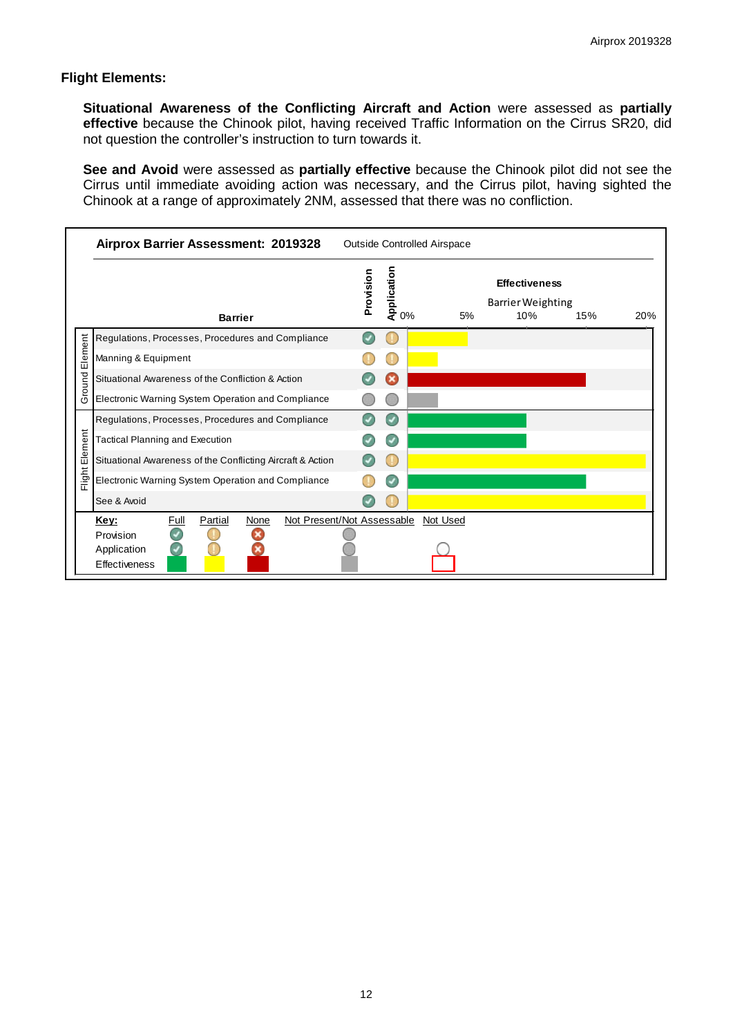## Flight Elements:

**Situational Awareness of the Conflicting Aircraft and Action** were assessed as **partially effective** because the Chinook pilot, having received Traffic Information on the Cirrus SR20, did not question the controller's instruction to turn towards it.

**See and Avoid** were assessed as **partially effective** because the Chinook pilot did not see the Cirrus until immediate avoiding action was necessary, and the Cirrus pilot, having sighted the Chinook at a range of approximately 2NM, assessed that there was no confliction.

**Airprox Barrier Assessment: 2019328** Outside Controlled Airspace

Barrier
Provision
Application
Effectiveness
Barrier Weighting
0% 5% 10% 15% 20%

Ground Element
Regulations, Processes, Procedures and Compliance
Manning & Equipment
Situational Awareness of the Confliction & Action
Electronic Warning System Operation and Compliance

Flight Element
Regulations, Processes, Procedures and Compliance
Tactical Planning and Execution
Situational Awareness of the Conflicting Aircraft & Action
Electronic Warning System Operation and Compliance
See & Avoid

Key: Full Partial None Not Present/Not Assessable Not Used
Provision
Application
Effectiveness